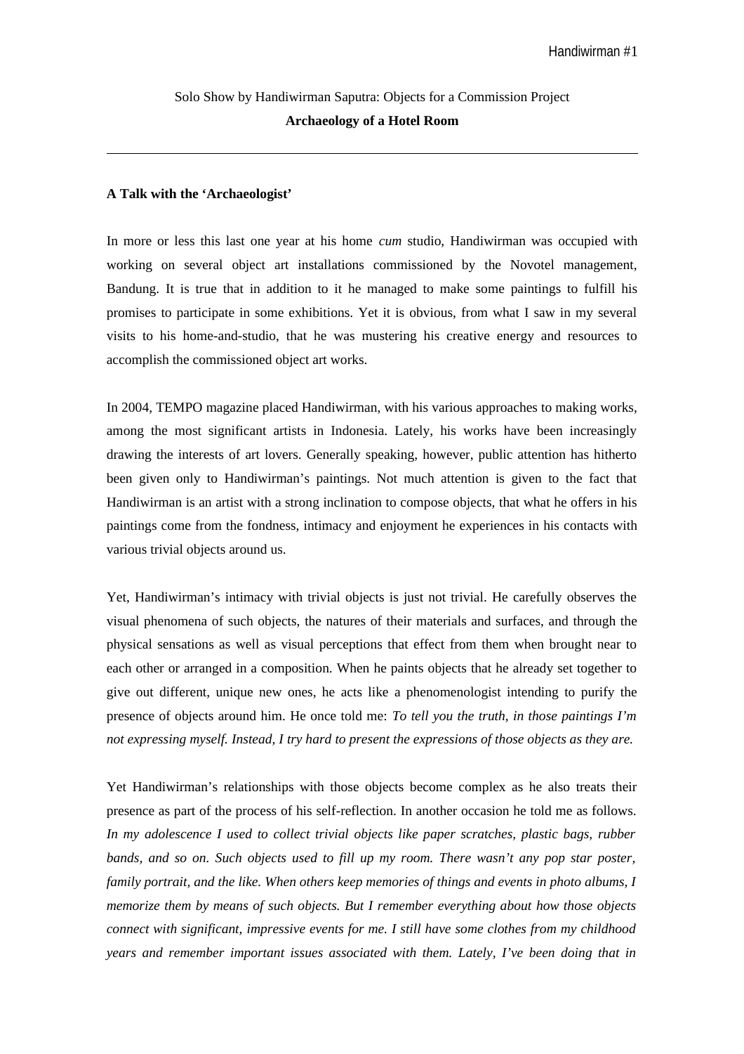Solo Show by Handiwirman Saputra: Objects for a Commission Project

**Archaeology of a Hotel Room**

---

**A Talk with the 'Archaeologist'**

In more or less this last one year at his home *cum* studio, Handiwirman was occupied with working on several object art installations commissioned by the Novotel management, Bandung. It is true that in addition to it he managed to make some paintings to fulfill his promises to participate in some exhibitions. Yet it is obvious, from what I saw in my several visits to his home-and-studio, that he was mustering his creative energy and resources to accomplish the commissioned object art works.

In 2004, TEMPO magazine placed Handiwirman, with his various approaches to making works, among the most significant artists in Indonesia. Lately, his works have been increasingly drawing the interests of art lovers. Generally speaking, however, public attention has hitherto been given only to Handiwirman's paintings. Not much attention is given to the fact that Handiwirman is an artist with a strong inclination to compose objects, that what he offers in his paintings come from the fondness, intimacy and enjoyment he experiences in his contacts with various trivial objects around us.

Yet, Handiwirman's intimacy with trivial objects is just not trivial. He carefully observes the visual phenomena of such objects, the natures of their materials and surfaces, and through the physical sensations as well as visual perceptions that effect from them when brought near to each other or arranged in a composition. When he paints objects that he already set together to give out different, unique new ones, he acts like a phenomenologist intending to purify the presence of objects around him. He once told me: *To tell you the truth, in those paintings I'm not expressing myself. Instead, I try hard to present the expressions of those objects as they are.*

Yet Handiwirman's relationships with those objects become complex as he also treats their presence as part of the process of his self-reflection. In another occasion he told me as follows. *In my adolescence I used to collect trivial objects like paper scratches, plastic bags, rubber bands, and so on. Such objects used to fill up my room. There wasn't any pop star poster, family portrait, and the like. When others keep memories of things and events in photo albums, I memorize them by means of such objects. But I remember everything about how those objects connect with significant, impressive events for me. I still have some clothes from my childhood years and remember important issues associated with them. Lately, I've been doing that in*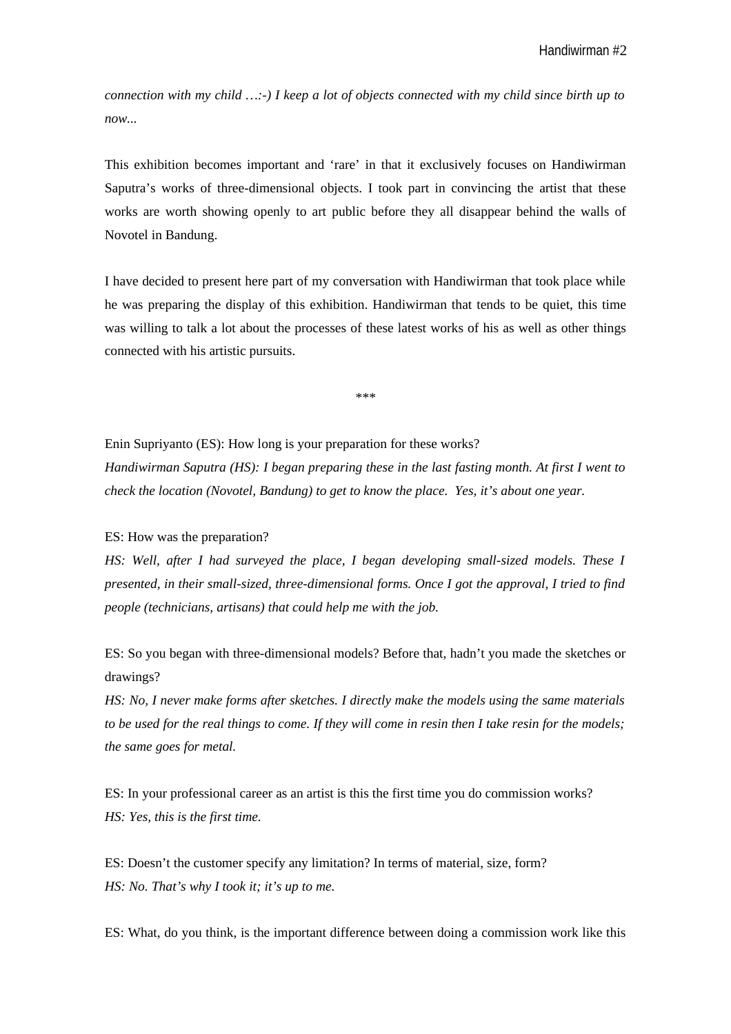*connection with my child …:-) I keep a lot of objects connected with my child since birth up to now...*

This exhibition becomes important and 'rare' in that it exclusively focuses on Handiwirman Saputra's works of three-dimensional objects. I took part in convincing the artist that these works are worth showing openly to art public before they all disappear behind the walls of Novotel in Bandung.

I have decided to present here part of my conversation with Handiwirman that took place while he was preparing the display of this exhibition. Handiwirman that tends to be quiet, this time was willing to talk a lot about the processes of these latest works of his as well as other things connected with his artistic pursuits.

\*\*\*

Enin Supriyanto (ES): How long is your preparation for these works?
*Handiwirman Saputra (HS): I began preparing these in the last fasting month. At first I went to check the location (Novotel, Bandung) to get to know the place. Yes, it's about one year.*

ES: How was the preparation?
*HS: Well, after I had surveyed the place, I began developing small-sized models. These I presented, in their small-sized, three-dimensional forms. Once I got the approval, I tried to find people (technicians, artisans) that could help me with the job.*

ES: So you began with three-dimensional models? Before that, hadn't you made the sketches or drawings?
*HS: No, I never make forms after sketches. I directly make the models using the same materials to be used for the real things to come. If they will come in resin then I take resin for the models; the same goes for metal.*

ES: In your professional career as an artist is this the first time you do commission works?
*HS: Yes, this is the first time.*

ES: Doesn't the customer specify any limitation? In terms of material, size, form?
*HS: No. That's why I took it; it's up to me.*

ES: What, do you think, is the important difference between doing a commission work like this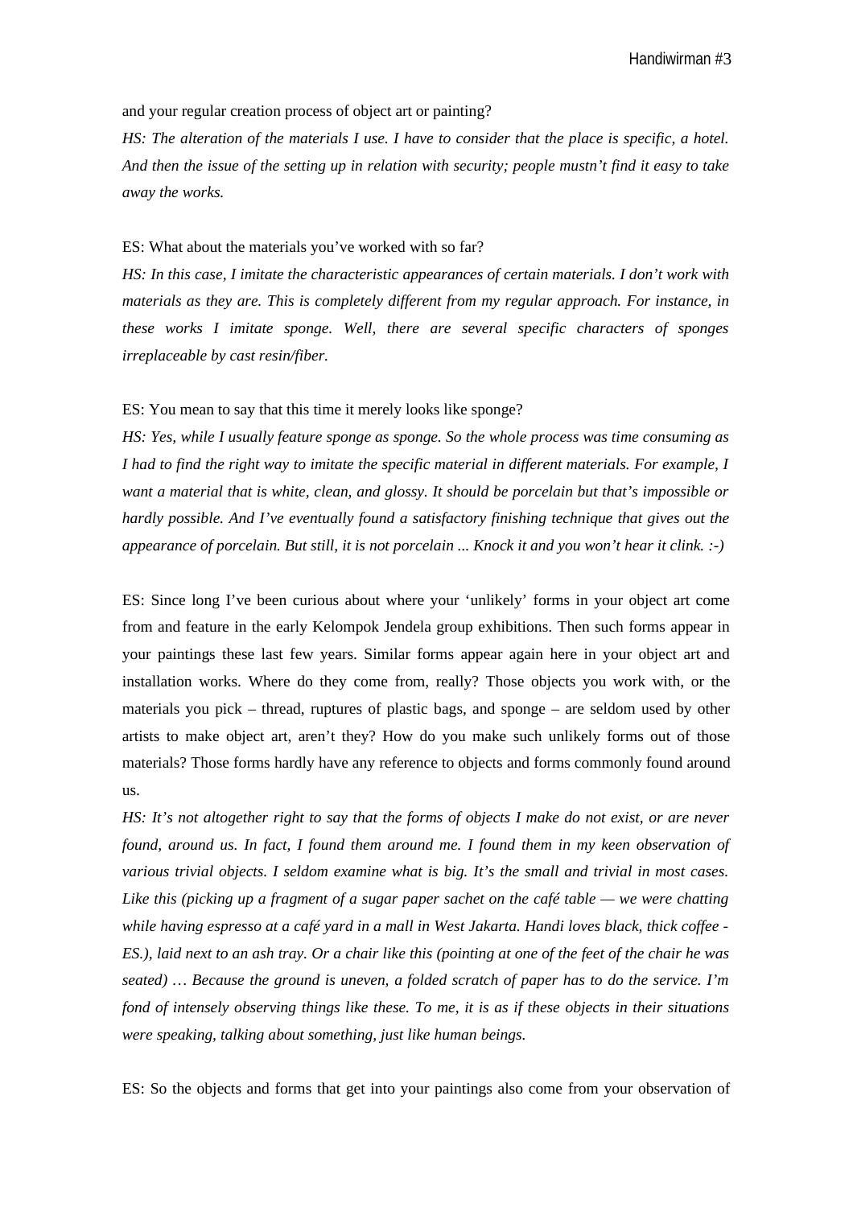and your regular creation process of object art or painting?

*HS: The alteration of the materials I use. I have to consider that the place is specific, a hotel. And then the issue of the setting up in relation with security; people mustn't find it easy to take away the works.*

ES: What about the materials you've worked with so far?

*HS: In this case, I imitate the characteristic appearances of certain materials. I don't work with materials as they are. This is completely different from my regular approach. For instance, in these works I imitate sponge. Well, there are several specific characters of sponges irreplaceable by cast resin/fiber.*

ES: You mean to say that this time it merely looks like sponge?

*HS: Yes, while I usually feature sponge as sponge. So the whole process was time consuming as I had to find the right way to imitate the specific material in different materials. For example, I want a material that is white, clean, and glossy. It should be porcelain but that's impossible or hardly possible. And I've eventually found a satisfactory finishing technique that gives out the appearance of porcelain. But still, it is not porcelain ... Knock it and you won't hear it clink. :-)*

ES: Since long I've been curious about where your 'unlikely' forms in your object art come from and feature in the early Kelompok Jendela group exhibitions. Then such forms appear in your paintings these last few years. Similar forms appear again here in your object art and installation works. Where do they come from, really? Those objects you work with, or the materials you pick – thread, ruptures of plastic bags, and sponge – are seldom used by other artists to make object art, aren't they? How do you make such unlikely forms out of those materials? Those forms hardly have any reference to objects and forms commonly found around us.

*HS: It's not altogether right to say that the forms of objects I make do not exist, or are never found, around us. In fact, I found them around me. I found them in my keen observation of various trivial objects. I seldom examine what is big. It's the small and trivial in most cases. Like this (picking up a fragment of a sugar paper sachet on the café table — we were chatting while having espresso at a café yard in a mall in West Jakarta. Handi loves black, thick coffee - ES.), laid next to an ash tray. Or a chair like this (pointing at one of the feet of the chair he was seated) … Because the ground is uneven, a folded scratch of paper has to do the service. I'm fond of intensely observing things like these. To me, it is as if these objects in their situations were speaking, talking about something, just like human beings.*

ES: So the objects and forms that get into your paintings also come from your observation of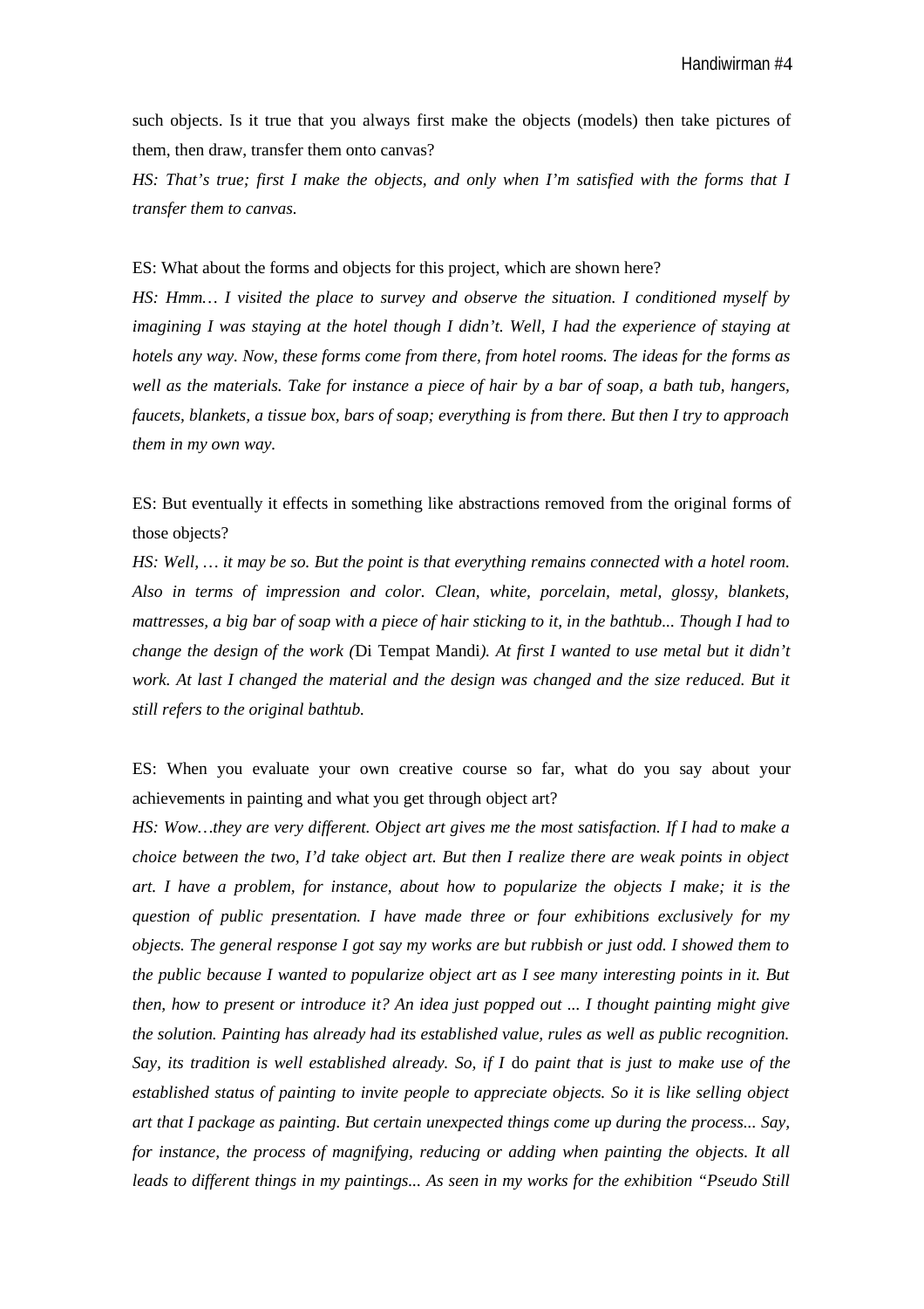such objects. Is it true that you always first make the objects (models) then take pictures of them, then draw, transfer them onto canvas?

*HS: That's true; first I make the objects, and only when I'm satisfied with the forms that I transfer them to canvas.*

ES: What about the forms and objects for this project, which are shown here?

*HS: Hmm… I visited the place to survey and observe the situation. I conditioned myself by imagining I was staying at the hotel though I didn't. Well, I had the experience of staying at hotels any way. Now, these forms come from there, from hotel rooms. The ideas for the forms as well as the materials. Take for instance a piece of hair by a bar of soap, a bath tub, hangers, faucets, blankets, a tissue box, bars of soap; everything is from there. But then I try to approach them in my own way.*

ES: But eventually it effects in something like abstractions removed from the original forms of those objects?

*HS: Well, … it may be so. But the point is that everything remains connected with a hotel room. Also in terms of impression and color. Clean, white, porcelain, metal, glossy, blankets, mattresses, a big bar of soap with a piece of hair sticking to it, in the bathtub... Though I had to change the design of the work (*Di Tempat Mandi*). At first I wanted to use metal but it didn't work. At last I changed the material and the design was changed and the size reduced. But it still refers to the original bathtub.*

ES: When you evaluate your own creative course so far, what do you say about your achievements in painting and what you get through object art?

*HS: Wow…they are very different. Object art gives me the most satisfaction. If I had to make a choice between the two, I'd take object art. But then I realize there are weak points in object art. I have a problem, for instance, about how to popularize the objects I make; it is the question of public presentation. I have made three or four exhibitions exclusively for my objects. The general response I got say my works are but rubbish or just odd. I showed them to the public because I wanted to popularize object art as I see many interesting points in it. But then, how to present or introduce it? An idea just popped out ... I thought painting might give the solution. Painting has already had its established value, rules as well as public recognition. Say, its tradition is well established already. So, if I* do *paint that is just to make use of the established status of painting to invite people to appreciate objects. So it is like selling object art that I package as painting. But certain unexpected things come up during the process... Say, for instance, the process of magnifying, reducing or adding when painting the objects. It all leads to different things in my paintings... As seen in my works for the exhibition "Pseudo Still*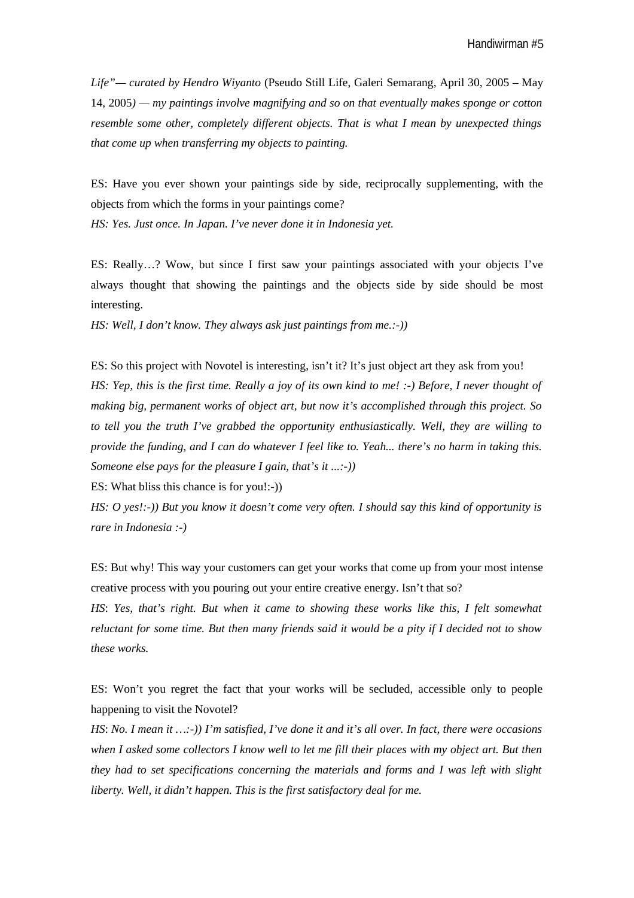*Life"— curated by Hendro Wiyanto* (Pseudo Still Life, Galeri Semarang, April 30, 2005 – May 14, 2005*) — my paintings involve magnifying and so on that eventually makes sponge or cotton resemble some other, completely different objects. That is what I mean by unexpected things that come up when transferring my objects to painting.*

ES: Have you ever shown your paintings side by side, reciprocally supplementing, with the objects from which the forms in your paintings come?
*HS: Yes. Just once. In Japan. I've never done it in Indonesia yet.*

ES: Really…? Wow, but since I first saw your paintings associated with your objects I've always thought that showing the paintings and the objects side by side should be most interesting.
*HS: Well, I don't know. They always ask just paintings from me.:-))*

ES: So this project with Novotel is interesting, isn't it? It's just object art they ask from you!
*HS: Yep, this is the first time. Really a joy of its own kind to me! :-) Before, I never thought of making big, permanent works of object art, but now it's accomplished through this project. So to tell you the truth I've grabbed the opportunity enthusiastically. Well, they are willing to provide the funding, and I can do whatever I feel like to. Yeah... there's no harm in taking this. Someone else pays for the pleasure I gain, that's it ...:-))*
ES: What bliss this chance is for you!:-))
*HS: O yes!:-)) But you know it doesn't come very often. I should say this kind of opportunity is rare in Indonesia :-)*

ES: But why! This way your customers can get your works that come up from your most intense creative process with you pouring out your entire creative energy. Isn't that so?
*HS*: *Yes, that's right. But when it came to showing these works like this, I felt somewhat reluctant for some time. But then many friends said it would be a pity if I decided not to show these works.*

ES: Won't you regret the fact that your works will be secluded, accessible only to people happening to visit the Novotel?
*HS*: *No. I mean it …:-)) I'm satisfied, I've done it and it's all over. In fact, there were occasions when I asked some collectors I know well to let me fill their places with my object art. But then they had to set specifications concerning the materials and forms and I was left with slight liberty. Well, it didn't happen. This is the first satisfactory deal for me.*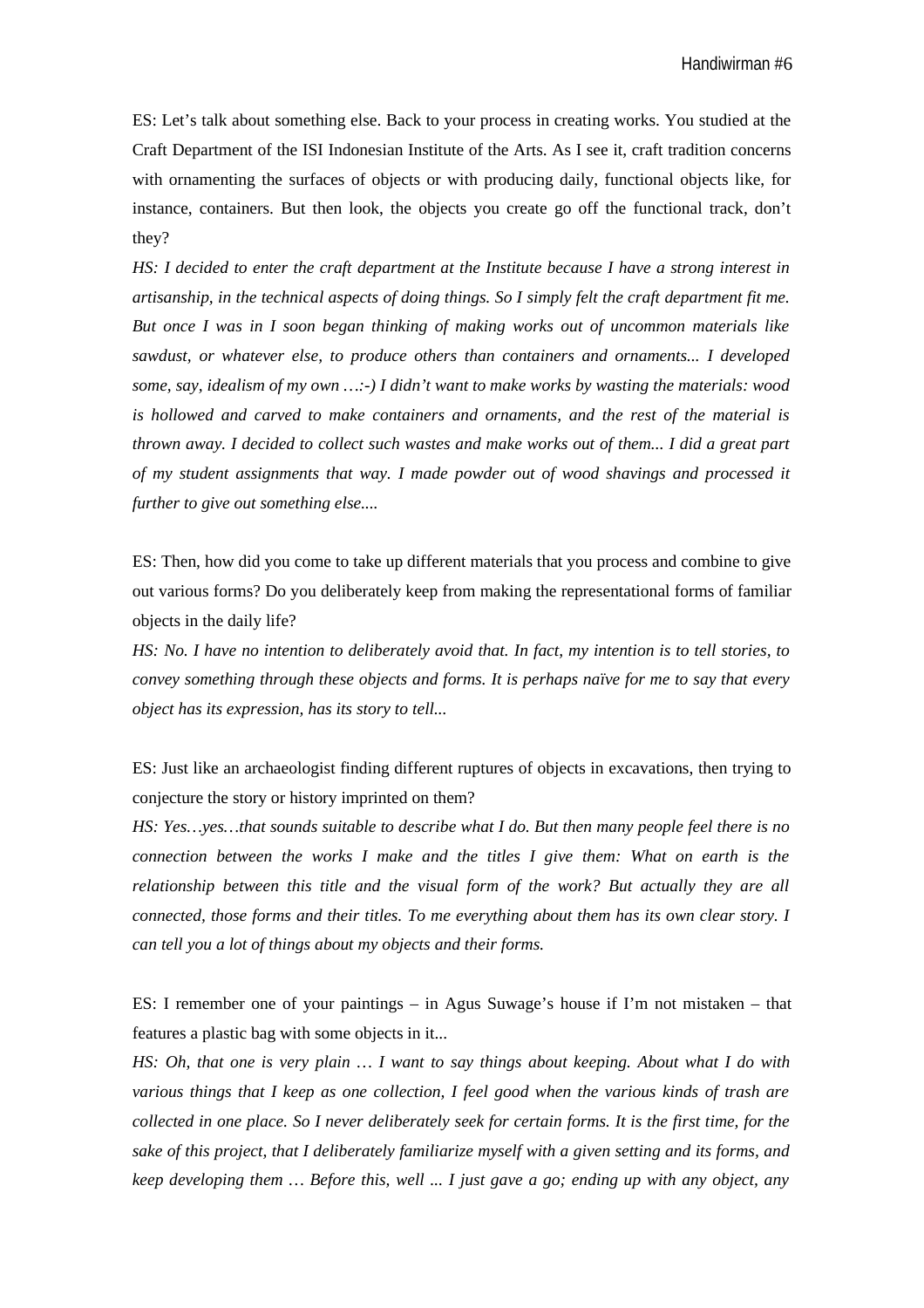ES: Let's talk about something else. Back to your process in creating works. You studied at the Craft Department of the ISI Indonesian Institute of the Arts. As I see it, craft tradition concerns with ornamenting the surfaces of objects or with producing daily, functional objects like, for instance, containers. But then look, the objects you create go off the functional track, don't they?

*HS: I decided to enter the craft department at the Institute because I have a strong interest in artisanship, in the technical aspects of doing things. So I simply felt the craft department fit me. But once I was in I soon began thinking of making works out of uncommon materials like sawdust, or whatever else, to produce others than containers and ornaments... I developed some, say, idealism of my own …:-) I didn't want to make works by wasting the materials: wood is hollowed and carved to make containers and ornaments, and the rest of the material is thrown away. I decided to collect such wastes and make works out of them... I did a great part of my student assignments that way. I made powder out of wood shavings and processed it further to give out something else....*

ES: Then, how did you come to take up different materials that you process and combine to give out various forms? Do you deliberately keep from making the representational forms of familiar objects in the daily life?

*HS: No. I have no intention to deliberately avoid that. In fact, my intention is to tell stories, to convey something through these objects and forms. It is perhaps naïve for me to say that every object has its expression, has its story to tell...*

ES: Just like an archaeologist finding different ruptures of objects in excavations, then trying to conjecture the story or history imprinted on them?

*HS: Yes…yes…that sounds suitable to describe what I do. But then many people feel there is no connection between the works I make and the titles I give them: What on earth is the relationship between this title and the visual form of the work? But actually they are all connected, those forms and their titles. To me everything about them has its own clear story. I can tell you a lot of things about my objects and their forms.*

ES: I remember one of your paintings – in Agus Suwage's house if I'm not mistaken – that features a plastic bag with some objects in it...

*HS: Oh, that one is very plain … I want to say things about keeping. About what I do with various things that I keep as one collection, I feel good when the various kinds of trash are collected in one place. So I never deliberately seek for certain forms. It is the first time, for the sake of this project, that I deliberately familiarize myself with a given setting and its forms, and keep developing them … Before this, well ... I just gave a go; ending up with any object, any*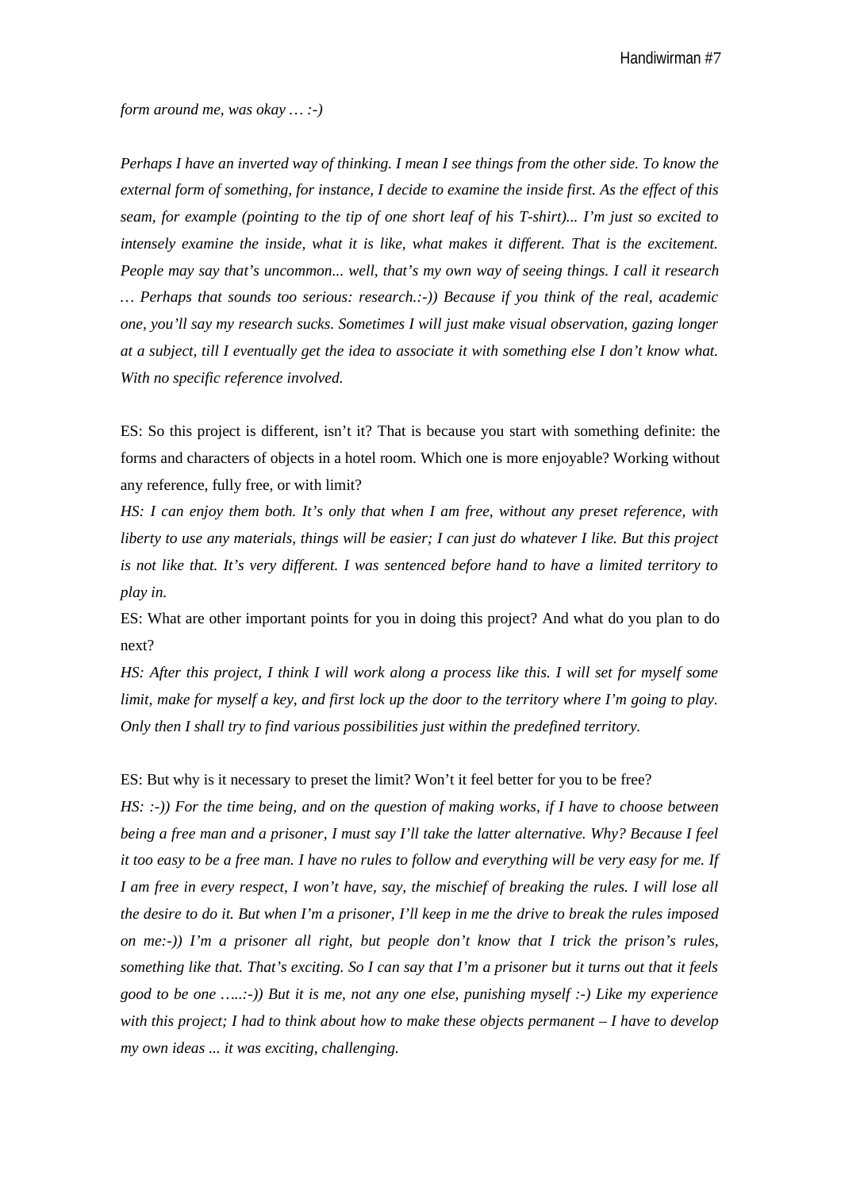*form around me, was okay … :-)*

*Perhaps I have an inverted way of thinking. I mean I see things from the other side. To know the external form of something, for instance, I decide to examine the inside first. As the effect of this seam, for example (pointing to the tip of one short leaf of his T-shirt)... I'm just so excited to intensely examine the inside, what it is like, what makes it different. That is the excitement. People may say that's uncommon... well, that's my own way of seeing things. I call it research … Perhaps that sounds too serious: research.:-)) Because if you think of the real, academic one, you'll say my research sucks. Sometimes I will just make visual observation, gazing longer at a subject, till I eventually get the idea to associate it with something else I don't know what. With no specific reference involved.*

ES: So this project is different, isn't it? That is because you start with something definite: the forms and characters of objects in a hotel room. Which one is more enjoyable? Working without any reference, fully free, or with limit?

*HS: I can enjoy them both. It's only that when I am free, without any preset reference, with liberty to use any materials, things will be easier; I can just do whatever I like. But this project is not like that. It's very different. I was sentenced before hand to have a limited territory to play in.*

ES: What are other important points for you in doing this project? And what do you plan to do next?

*HS: After this project, I think I will work along a process like this. I will set for myself some limit, make for myself a key, and first lock up the door to the territory where I'm going to play. Only then I shall try to find various possibilities just within the predefined territory.*

ES: But why is it necessary to preset the limit? Won't it feel better for you to be free?

*HS: :-)) For the time being, and on the question of making works, if I have to choose between being a free man and a prisoner, I must say I'll take the latter alternative. Why? Because I feel it too easy to be a free man. I have no rules to follow and everything will be very easy for me. If I am free in every respect, I won't have, say, the mischief of breaking the rules. I will lose all the desire to do it. But when I'm a prisoner, I'll keep in me the drive to break the rules imposed on me:-)) I'm a prisoner all right, but people don't know that I trick the prison's rules, something like that. That's exciting. So I can say that I'm a prisoner but it turns out that it feels good to be one …..:-)) But it is me, not any one else, punishing myself :-) Like my experience with this project; I had to think about how to make these objects permanent – I have to develop my own ideas ... it was exciting, challenging.*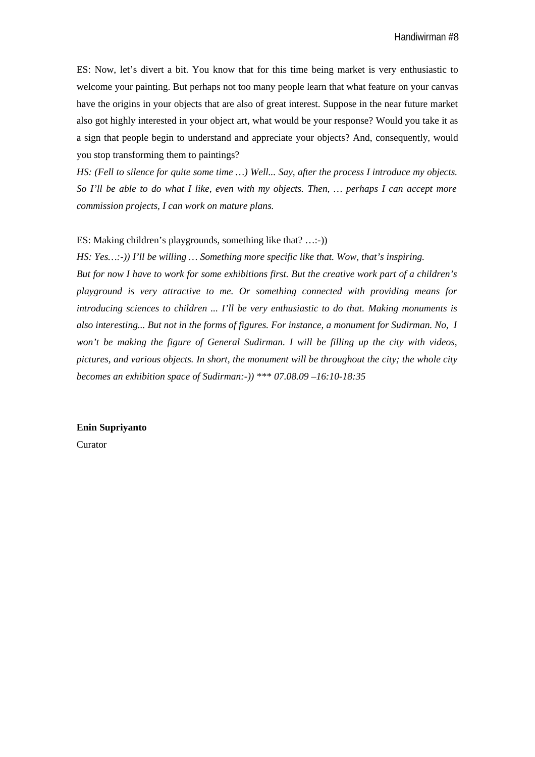ES: Now, let's divert a bit. You know that for this time being market is very enthusiastic to welcome your painting. But perhaps not too many people learn that what feature on your canvas have the origins in your objects that are also of great interest. Suppose in the near future market also got highly interested in your object art, what would be your response? Would you take it as a sign that people begin to understand and appreciate your objects? And, consequently, would you stop transforming them to paintings?

*HS: (Fell to silence for quite some time …) Well... Say, after the process I introduce my objects. So I'll be able to do what I like, even with my objects. Then, … perhaps I can accept more commission projects, I can work on mature plans.*

ES: Making children's playgrounds, something like that? …:-))

*HS: Yes…:-)) I'll be willing … Something more specific like that. Wow, that's inspiring. But for now I have to work for some exhibitions first. But the creative work part of a children's playground is very attractive to me. Or something connected with providing means for introducing sciences to children ... I'll be very enthusiastic to do that. Making monuments is also interesting... But not in the forms of figures. For instance, a monument for Sudirman. No, I won't be making the figure of General Sudirman. I will be filling up the city with videos, pictures, and various objects. In short, the monument will be throughout the city; the whole city becomes an exhibition space of Sudirman:-)) *** 07.08.09 –16:10-18:35*

**Enin Supriyanto**

Curator